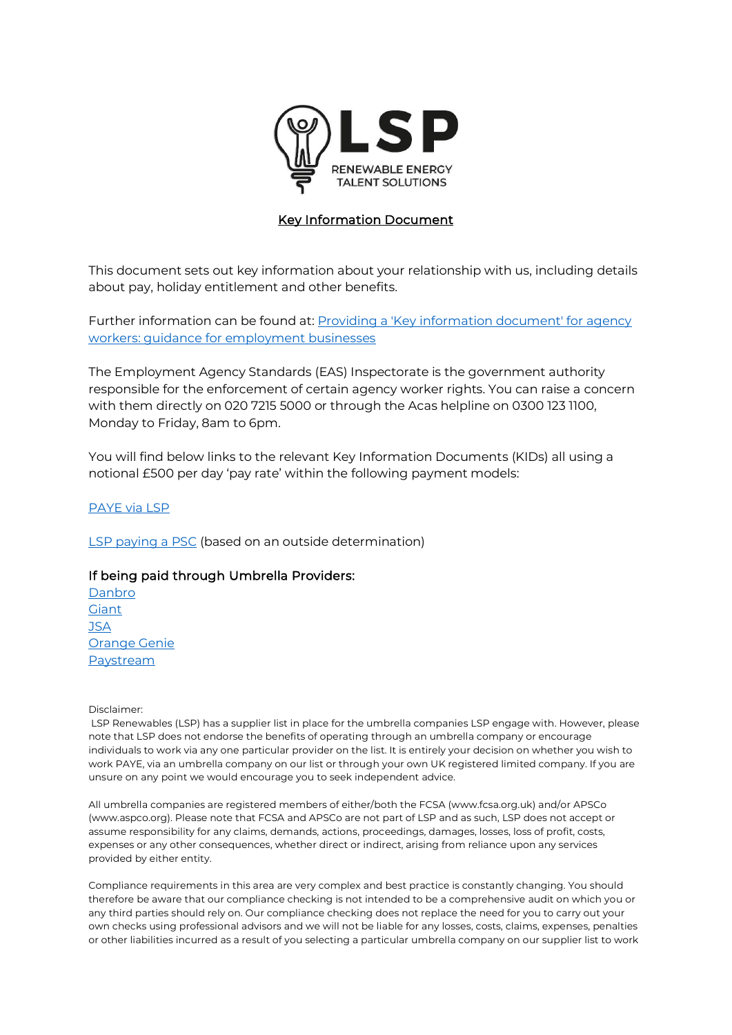LSP
RENEWABLE ENERGY
TALENT SOLUTIONS

# Key Information Document

This document sets out key information about your relationship with us, including details about pay, holiday entitlement and other benefits.

Further information can be found at: Providing a 'Key information document' for agency workers: guidance for employment businesses

The Employment Agency Standards (EAS) Inspectorate is the government authority responsible for the enforcement of certain agency worker rights. You can raise a concern with them directly on 020 7215 5000 or through the Acas helpline on 0300 123 1100, Monday to Friday, 8am to 6pm.

You will find below links to the relevant Key Information Documents (KIDs) all using a notional £500 per day 'pay rate' within the following payment models:

PAYE via LSP

LSP paying a PSC (based on an outside determination)

### If being paid through Umbrella Providers:

Danbro
Giant
JSA
Orange Genie
Paystream

Disclaimer:
LSP Renewables (LSP) has a supplier list in place for the umbrella companies LSP engage with. However, please note that LSP does not endorse the benefits of operating through an umbrella company or encourage individuals to work via any one particular provider on the list. It is entirely your decision on whether you wish to work PAYE, via an umbrella company on our list or through your own UK registered limited company. If you are unsure on any point we would encourage you to seek independent advice.

All umbrella companies are registered members of either/both the FCSA (www.fcsa.org.uk) and/or APSCo (www.aspco.org). Please note that FCSA and APSCo are not part of LSP and as such, LSP does not accept or assume responsibility for any claims, demands, actions, proceedings, damages, losses, loss of profit, costs, expenses or any other consequences, whether direct or indirect, arising from reliance upon any services provided by either entity.

Compliance requirements in this area are very complex and best practice is constantly changing. You should therefore be aware that our compliance checking is not intended to be a comprehensive audit on which you or any third parties should rely on. Our compliance checking does not replace the need for you to carry out your own checks using professional advisors and we will not be liable for any losses, costs, claims, expenses, penalties or other liabilities incurred as a result of you selecting a particular umbrella company on our supplier list to work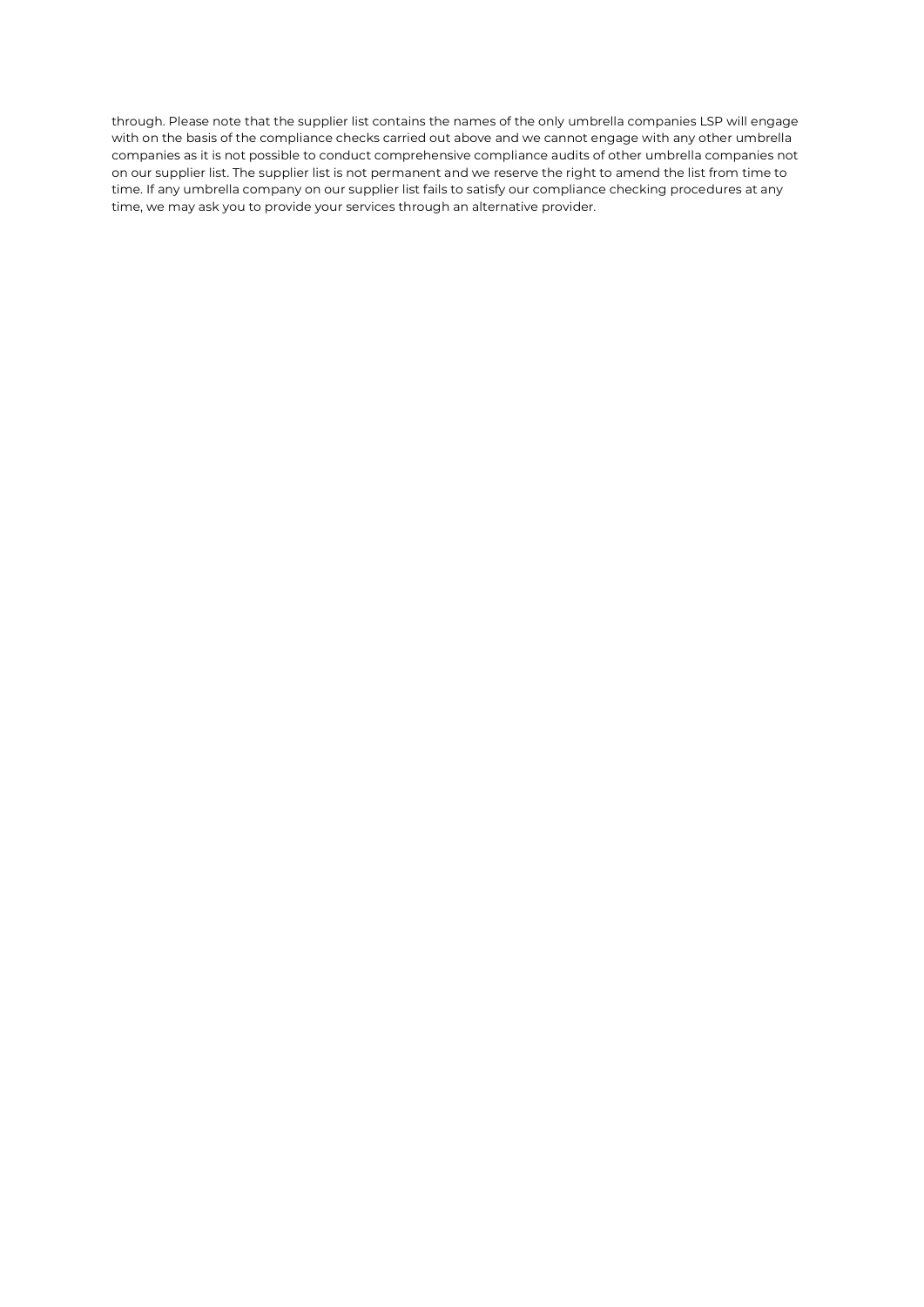through. Please note that the supplier list contains the names of the only umbrella companies LSP will engage with on the basis of the compliance checks carried out above and we cannot engage with any other umbrella companies as it is not possible to conduct comprehensive compliance audits of other umbrella companies not on our supplier list. The supplier list is not permanent and we reserve the right to amend the list from time to time. If any umbrella company on our supplier list fails to satisfy our compliance checking procedures at any time, we may ask you to provide your services through an alternative provider.